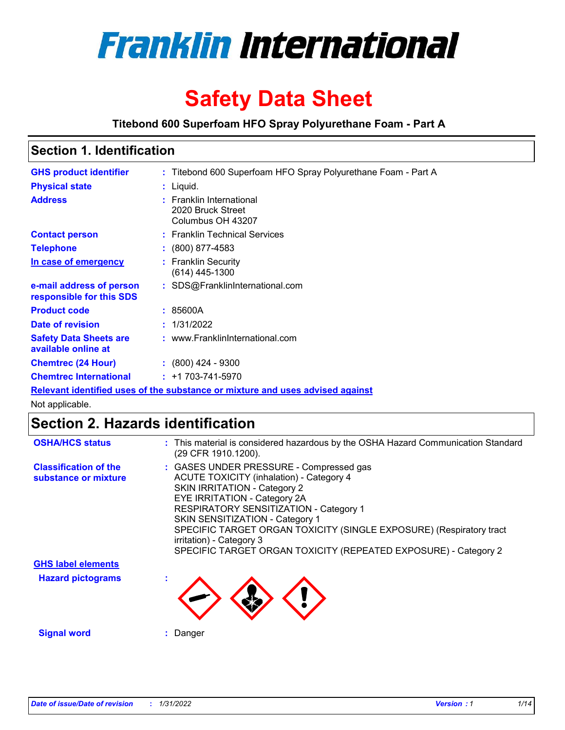# Franklin International

# Safety Data Sheet

**Titebond 600 Superfoam HFO Spray Polyurethane Foam - Part A**

## Section 1. Identification

| | | |
|---|---|---|
| **GHS product identifier** | : | Titebond 600 Superfoam HFO Spray Polyurethane Foam - Part A |
| **Physical state** | : | Liquid. |
| **Address** | : | Franklin International<br>2020 Bruck Street<br>Columbus OH 43207 |
| **Contact person** | : | Franklin Technical Services |
| **Telephone** | : | (800) 877-4583 |
| **In case of emergency** | : | Franklin Security<br>(614) 445-1300 |
| **e-mail address of person responsible for this SDS** | : | SDS@FranklinInternational.com |
| **Product code** | : | 85600A |
| **Date of revision** | : | 1/31/2022 |
| **Safety Data Sheets are available online at** | : | www.FranklinInternational.com |
| **Chemtrec (24 Hour)** | : | (800) 424 - 9300 |
| **Chemtrec International** | : | +1 703-741-5970 |

**Relevant identified uses of the substance or mixture and uses advised against**

Not applicable.

## Section 2. Hazards identification

**OSHA/HCS status** : This material is considered hazardous by the OSHA Hazard Communication Standard (29 CFR 1910.1200).

**Classification of the substance or mixture** :
GASES UNDER PRESSURE - Compressed gas
ACUTE TOXICITY (inhalation) - Category 4
SKIN IRRITATION - Category 2
EYE IRRITATION - Category 2A
RESPIRATORY SENSITIZATION - Category 1
SKIN SENSITIZATION - Category 1
SPECIFIC TARGET ORGAN TOXICITY (SINGLE EXPOSURE) (Respiratory tract irritation) - Category 3
SPECIFIC TARGET ORGAN TOXICITY (REPEATED EXPOSURE) - Category 2

**GHS label elements**

**Hazard pictograms** :

**Signal word** : Danger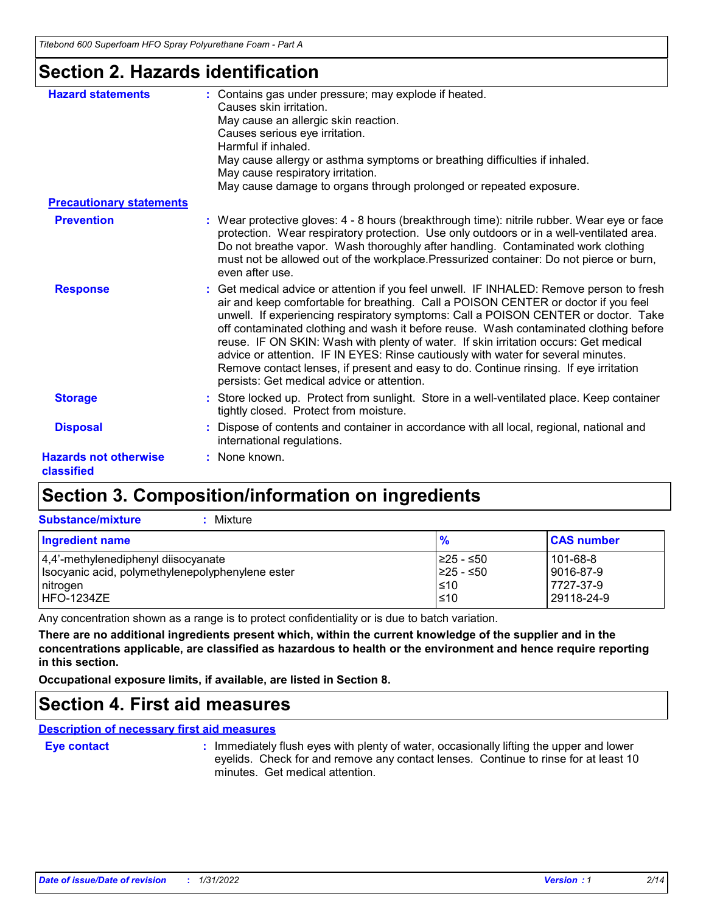## Section 2. Hazards identification

**Hazard statements** : Contains gas under pressure; may explode if heated.
Causes skin irritation.
May cause an allergic skin reaction.
Causes serious eye irritation.
Harmful if inhaled.
May cause allergy or asthma symptoms or breathing difficulties if inhaled.
May cause respiratory irritation.
May cause damage to organs through prolonged or repeated exposure.

**Precautionary statements**

**Prevention** : Wear protective gloves: 4 - 8 hours (breakthrough time): nitrile rubber. Wear eye or face protection. Wear respiratory protection. Use only outdoors or in a well-ventilated area. Do not breathe vapor. Wash thoroughly after handling. Contaminated work clothing must not be allowed out of the workplace.Pressurized container: Do not pierce or burn, even after use.

**Response** : Get medical advice or attention if you feel unwell. IF INHALED: Remove person to fresh air and keep comfortable for breathing. Call a POISON CENTER or doctor if you feel unwell. If experiencing respiratory symptoms: Call a POISON CENTER or doctor. Take off contaminated clothing and wash it before reuse. Wash contaminated clothing before reuse. IF ON SKIN: Wash with plenty of water. If skin irritation occurs: Get medical advice or attention. IF IN EYES: Rinse cautiously with water for several minutes. Remove contact lenses, if present and easy to do. Continue rinsing. If eye irritation persists: Get medical advice or attention.

**Storage** : Store locked up. Protect from sunlight. Store in a well-ventilated place. Keep container tightly closed. Protect from moisture.

**Disposal** : Dispose of contents and container in accordance with all local, regional, national and international regulations.

**Hazards not otherwise classified** : None known.

## Section 3. Composition/information on ingredients

**Substance/mixture** : Mixture

| Ingredient name | % | CAS number |
|---|---|---|
| 4,4'-methylenediphenyl diisocyanate | ≥25 - ≤50 | 101-68-8 |
| Isocyanic acid, polymethylenepolyphenylene ester | ≥25 - ≤50 | 9016-87-9 |
| nitrogen | ≤10 | 7727-37-9 |
| HFO-1234ZE | ≤10 | 29118-24-9 |

Any concentration shown as a range is to protect confidentiality or is due to batch variation.

**There are no additional ingredients present which, within the current knowledge of the supplier and in the concentrations applicable, are classified as hazardous to health or the environment and hence require reporting in this section.**

**Occupational exposure limits, if available, are listed in Section 8.**

## Section 4. First aid measures

**Description of necessary first aid measures**

**Eye contact** : Immediately flush eyes with plenty of water, occasionally lifting the upper and lower eyelids. Check for and remove any contact lenses. Continue to rinse for at least 10 minutes. Get medical attention.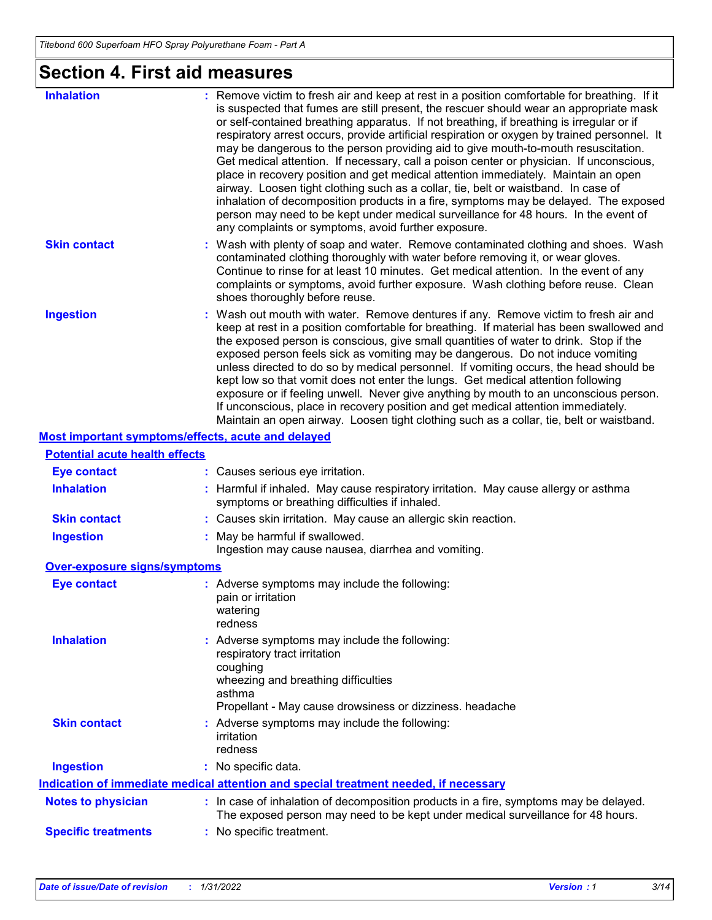# Section 4. First aid measures

**Inhalation** : Remove victim to fresh air and keep at rest in a position comfortable for breathing. If it is suspected that fumes are still present, the rescuer should wear an appropriate mask or self-contained breathing apparatus. If not breathing, if breathing is irregular or if respiratory arrest occurs, provide artificial respiration or oxygen by trained personnel. It may be dangerous to the person providing aid to give mouth-to-mouth resuscitation. Get medical attention. If necessary, call a poison center or physician. If unconscious, place in recovery position and get medical attention immediately. Maintain an open airway. Loosen tight clothing such as a collar, tie, belt or waistband. In case of inhalation of decomposition products in a fire, symptoms may be delayed. The exposed person may need to be kept under medical surveillance for 48 hours. In the event of any complaints or symptoms, avoid further exposure.

**Skin contact** : Wash with plenty of soap and water. Remove contaminated clothing and shoes. Wash contaminated clothing thoroughly with water before removing it, or wear gloves. Continue to rinse for at least 10 minutes. Get medical attention. In the event of any complaints or symptoms, avoid further exposure. Wash clothing before reuse. Clean shoes thoroughly before reuse.

**Ingestion** : Wash out mouth with water. Remove dentures if any. Remove victim to fresh air and keep at rest in a position comfortable for breathing. If material has been swallowed and the exposed person is conscious, give small quantities of water to drink. Stop if the exposed person feels sick as vomiting may be dangerous. Do not induce vomiting unless directed to do so by medical personnel. If vomiting occurs, the head should be kept low so that vomit does not enter the lungs. Get medical attention following exposure or if feeling unwell. Never give anything by mouth to an unconscious person. If unconscious, place in recovery position and get medical attention immediately. Maintain an open airway. Loosen tight clothing such as a collar, tie, belt or waistband.

## Most important symptoms/effects, acute and delayed

### Potential acute health effects

**Eye contact** : Causes serious eye irritation.

**Inhalation** : Harmful if inhaled. May cause respiratory irritation. May cause allergy or asthma symptoms or breathing difficulties if inhaled.

**Skin contact** : Causes skin irritation. May cause an allergic skin reaction.

**Ingestion** : May be harmful if swallowed.
Ingestion may cause nausea, diarrhea and vomiting.

### Over-exposure signs/symptoms

**Eye contact** : Adverse symptoms may include the following:
pain or irritation
watering
redness

**Inhalation** : Adverse symptoms may include the following:
respiratory tract irritation
coughing
wheezing and breathing difficulties
asthma
Propellant - May cause drowsiness or dizziness. headache

**Skin contact** : Adverse symptoms may include the following:
irritation
redness

**Ingestion** : No specific data.

## Indication of immediate medical attention and special treatment needed, if necessary

**Notes to physician** : In case of inhalation of decomposition products in a fire, symptoms may be delayed. The exposed person may need to be kept under medical surveillance for 48 hours.

**Specific treatments** : No specific treatment.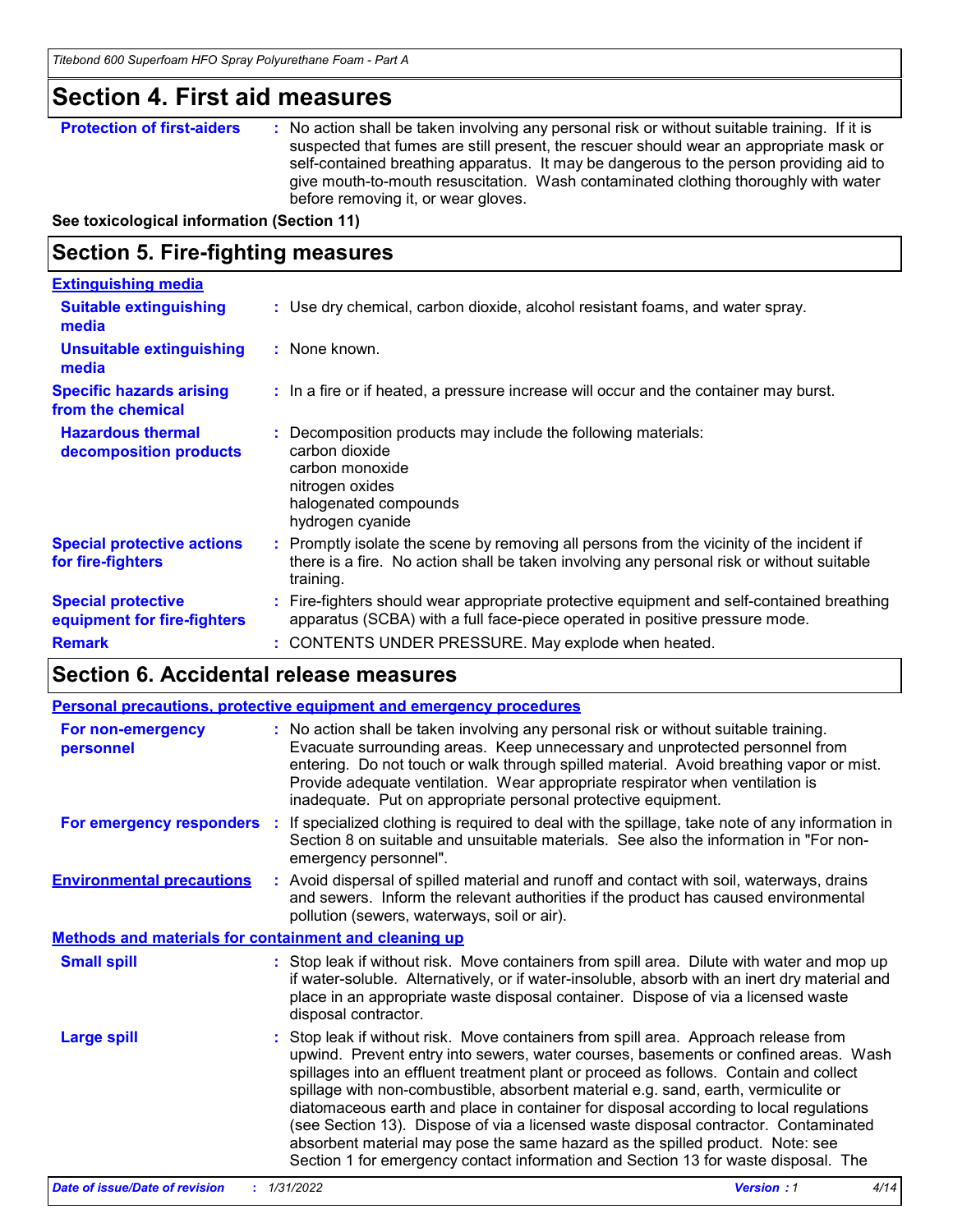# Section 4. First aid measures

**Protection of first-aiders** : No action shall be taken involving any personal risk or without suitable training. If it is suspected that fumes are still present, the rescuer should wear an appropriate mask or self-contained breathing apparatus. It may be dangerous to the person providing aid to give mouth-to-mouth resuscitation. Wash contaminated clothing thoroughly with water before removing it, or wear gloves.

**See toxicological information (Section 11)**

# Section 5. Fire-fighting measures

**Extinguishing media**

**Suitable extinguishing media** : Use dry chemical, carbon dioxide, alcohol resistant foams, and water spray.

**Unsuitable extinguishing media** : None known.

**Specific hazards arising from the chemical** : In a fire or if heated, a pressure increase will occur and the container may burst.

**Hazardous thermal decomposition products** : Decomposition products may include the following materials:
carbon dioxide
carbon monoxide
nitrogen oxides
halogenated compounds
hydrogen cyanide

**Special protective actions for fire-fighters** : Promptly isolate the scene by removing all persons from the vicinity of the incident if there is a fire. No action shall be taken involving any personal risk or without suitable training.

**Special protective equipment for fire-fighters** : Fire-fighters should wear appropriate protective equipment and self-contained breathing apparatus (SCBA) with a full face-piece operated in positive pressure mode.

**Remark** : CONTENTS UNDER PRESSURE. May explode when heated.

# Section 6. Accidental release measures

**Personal precautions, protective equipment and emergency procedures**

**For non-emergency personnel** : No action shall be taken involving any personal risk or without suitable training. Evacuate surrounding areas. Keep unnecessary and unprotected personnel from entering. Do not touch or walk through spilled material. Avoid breathing vapor or mist. Provide adequate ventilation. Wear appropriate respirator when ventilation is inadequate. Put on appropriate personal protective equipment.

**For emergency responders** : If specialized clothing is required to deal with the spillage, take note of any information in Section 8 on suitable and unsuitable materials. See also the information in "For non-emergency personnel".

**Environmental precautions** : Avoid dispersal of spilled material and runoff and contact with soil, waterways, drains and sewers. Inform the relevant authorities if the product has caused environmental pollution (sewers, waterways, soil or air).

**Methods and materials for containment and cleaning up**

**Small spill** : Stop leak if without risk. Move containers from spill area. Dilute with water and mop up if water-soluble. Alternatively, or if water-insoluble, absorb with an inert dry material and place in an appropriate waste disposal container. Dispose of via a licensed waste disposal contractor.

**Large spill** : Stop leak if without risk. Move containers from spill area. Approach release from upwind. Prevent entry into sewers, water courses, basements or confined areas. Wash spillages into an effluent treatment plant or proceed as follows. Contain and collect spillage with non-combustible, absorbent material e.g. sand, earth, vermiculite or diatomaceous earth and place in container for disposal according to local regulations (see Section 13). Dispose of via a licensed waste disposal contractor. Contaminated absorbent material may pose the same hazard as the spilled product. Note: see Section 1 for emergency contact information and Section 13 for waste disposal. The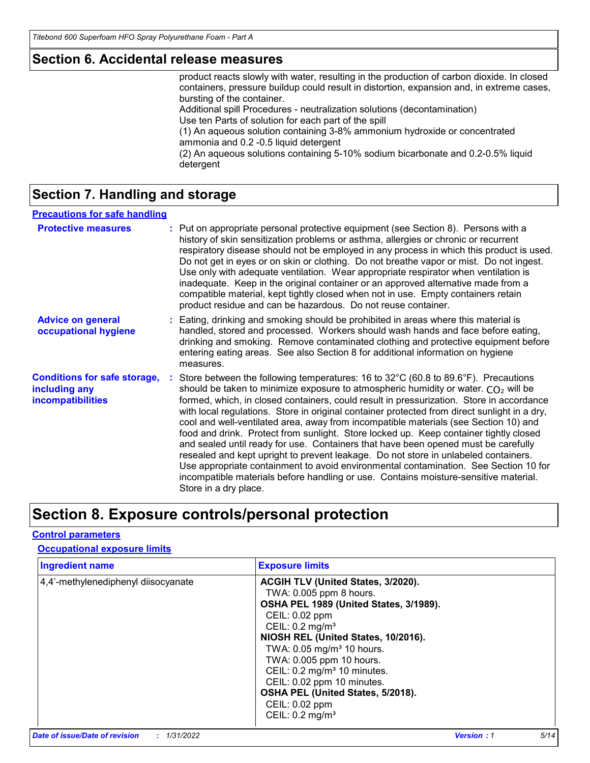## Section 6. Accidental release measures

product reacts slowly with water, resulting in the production of carbon dioxide. In closed containers, pressure buildup could result in distortion, expansion and, in extreme cases, bursting of the container.
Additional spill Procedures - neutralization solutions (decontamination)
Use ten Parts of solution for each part of the spill
(1) An aqueous solution containing 3-8% ammonium hydroxide or concentrated ammonia and 0.2 -0.5 liquid detergent
(2) An aqueous solutions containing 5-10% sodium bicarbonate and 0.2-0.5% liquid detergent

## Section 7. Handling and storage

### Precautions for safe handling

**Protective measures** : Put on appropriate personal protective equipment (see Section 8). Persons with a history of skin sensitization problems or asthma, allergies or chronic or recurrent respiratory disease should not be employed in any process in which this product is used. Do not get in eyes or on skin or clothing. Do not breathe vapor or mist. Do not ingest. Use only with adequate ventilation. Wear appropriate respirator when ventilation is inadequate. Keep in the original container or an approved alternative made from a compatible material, kept tightly closed when not in use. Empty containers retain product residue and can be hazardous. Do not reuse container.

**Advice on general occupational hygiene** : Eating, drinking and smoking should be prohibited in areas where this material is handled, stored and processed. Workers should wash hands and face before eating, drinking and smoking. Remove contaminated clothing and protective equipment before entering eating areas. See also Section 8 for additional information on hygiene measures.

**Conditions for safe storage, including any incompatibilities** : Store between the following temperatures: 16 to 32°C (60.8 to 89.6°F). Precautions should be taken to minimize exposure to atmospheric humidity or water. $CO_2$ will be formed, which, in closed containers, could result in pressurization. Store in accordance with local regulations. Store in original container protected from direct sunlight in a dry, cool and well-ventilated area, away from incompatible materials (see Section 10) and food and drink. Protect from sunlight. Store locked up. Keep container tightly closed and sealed until ready for use. Containers that have been opened must be carefully resealed and kept upright to prevent leakage. Do not store in unlabeled containers. Use appropriate containment to avoid environmental contamination. See Section 10 for incompatible materials before handling or use. Contains moisture-sensitive material. Store in a dry place.

## Section 8. Exposure controls/personal protection

### Control parameters

#### Occupational exposure limits

| Ingredient name | Exposure limits |
|---|---|
| 4,4'-methylenediphenyl diisocyanate | **ACGIH TLV (United States, 3/2020).**<br>TWA: 0.005 ppm 8 hours.<br>**OSHA PEL 1989 (United States, 3/1989).**<br>CEIL: 0.02 ppm<br>CEIL: 0.2 mg/m³<br>**NIOSH REL (United States, 10/2016).**<br>TWA: 0.05 mg/m³ 10 hours.<br>TWA: 0.005 ppm 10 hours.<br>CEIL: 0.2 mg/m³ 10 minutes.<br>CEIL: 0.02 ppm 10 minutes.<br>**OSHA PEL (United States, 5/2018).**<br>CEIL: 0.02 ppm<br>CEIL: 0.2 mg/m³ |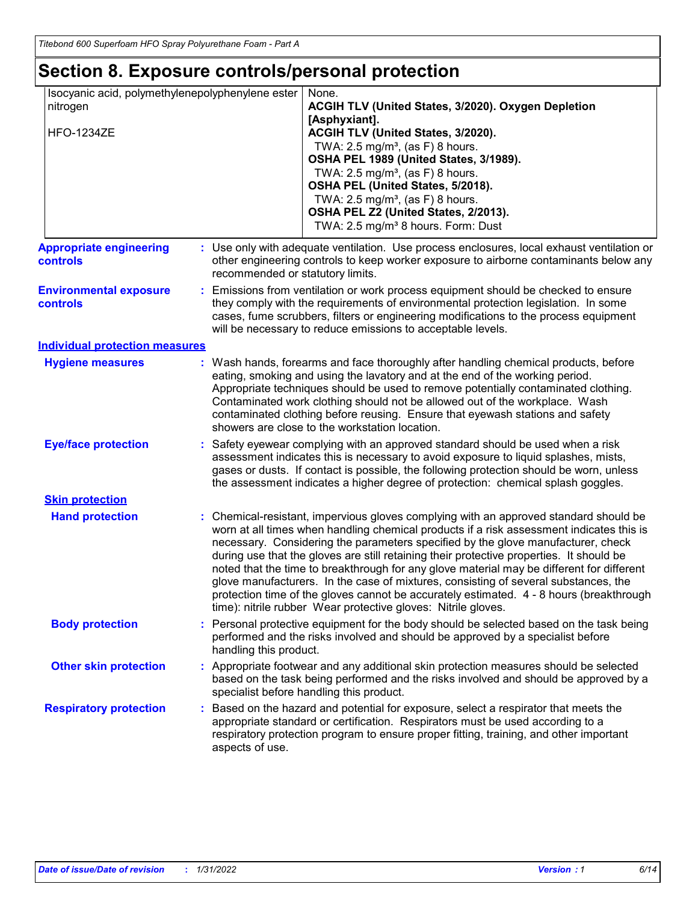# Section 8. Exposure controls/personal protection

| Ingredient name | Exposure limits |
|---|---|
| Isocyanic acid, polymethylenepolyphenylene ester | None. |
| nitrogen | **ACGIH TLV (United States, 3/2020). Oxygen Depletion [Asphyxiant].** |
| HFO-1234ZE | **ACGIH TLV (United States, 3/2020).** TWA: 2.5 mg/m³, (as F) 8 hours. **OSHA PEL 1989 (United States, 3/1989).** TWA: 2.5 mg/m³, (as F) 8 hours. **OSHA PEL (United States, 5/2018).** TWA: 2.5 mg/m³, (as F) 8 hours. **OSHA PEL Z2 (United States, 2/2013).** TWA: 2.5 mg/m³ 8 hours. Form: Dust |

**Appropriate engineering controls** : Use only with adequate ventilation. Use process enclosures, local exhaust ventilation or other engineering controls to keep worker exposure to airborne contaminants below any recommended or statutory limits.

**Environmental exposure controls** : Emissions from ventilation or work process equipment should be checked to ensure they comply with the requirements of environmental protection legislation. In some cases, fume scrubbers, filters or engineering modifications to the process equipment will be necessary to reduce emissions to acceptable levels.

## Individual protection measures

**Hygiene measures** : Wash hands, forearms and face thoroughly after handling chemical products, before eating, smoking and using the lavatory and at the end of the working period. Appropriate techniques should be used to remove potentially contaminated clothing. Contaminated work clothing should not be allowed out of the workplace. Wash contaminated clothing before reusing. Ensure that eyewash stations and safety showers are close to the workstation location.

**Eye/face protection** : Safety eyewear complying with an approved standard should be used when a risk assessment indicates this is necessary to avoid exposure to liquid splashes, mists, gases or dusts. If contact is possible, the following protection should be worn, unless the assessment indicates a higher degree of protection: chemical splash goggles.

### Skin protection

**Hand protection** : Chemical-resistant, impervious gloves complying with an approved standard should be worn at all times when handling chemical products if a risk assessment indicates this is necessary. Considering the parameters specified by the glove manufacturer, check during use that the gloves are still retaining their protective properties. It should be noted that the time to breakthrough for any glove material may be different for different glove manufacturers. In the case of mixtures, consisting of several substances, the protection time of the gloves cannot be accurately estimated. 4 - 8 hours (breakthrough time): nitrile rubber Wear protective gloves: Nitrile gloves.

**Body protection** : Personal protective equipment for the body should be selected based on the task being performed and the risks involved and should be approved by a specialist before handling this product.

**Other skin protection** : Appropriate footwear and any additional skin protection measures should be selected based on the task being performed and the risks involved and should be approved by a specialist before handling this product.

**Respiratory protection** : Based on the hazard and potential for exposure, select a respirator that meets the appropriate standard or certification. Respirators must be used according to a respiratory protection program to ensure proper fitting, training, and other important aspects of use.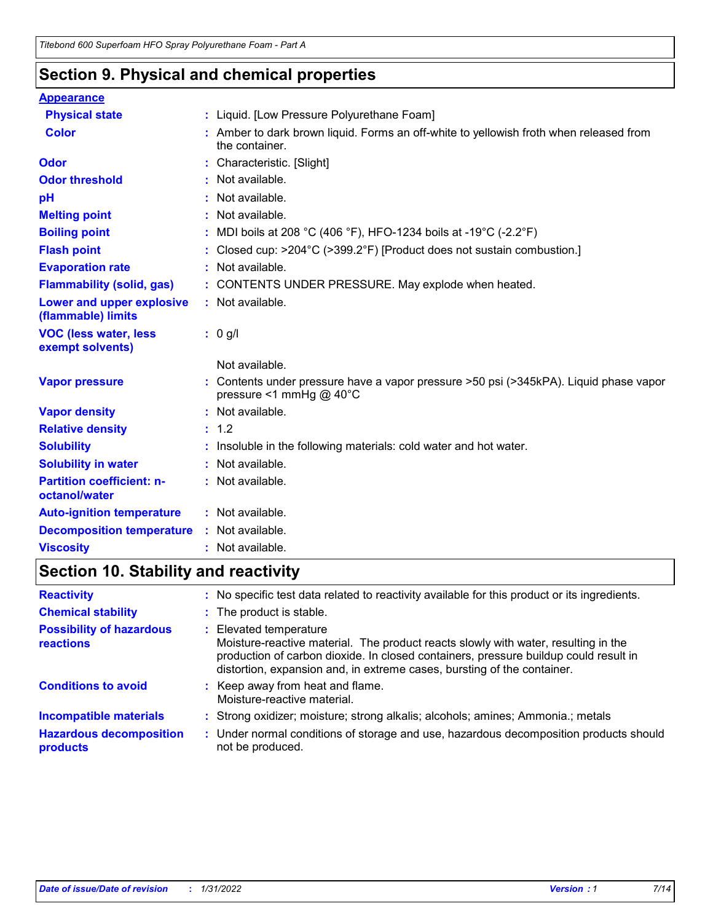## Section 9. Physical and chemical properties

**Appearance**

| | |
|---|---|
| **Physical state** | Liquid. [Low Pressure Polyurethane Foam] |
| **Color** | Amber to dark brown liquid. Forms an off-white to yellowish froth when released from the container. |
| **Odor** | Characteristic. [Slight] |
| **Odor threshold** | Not available. |
| **pH** | Not available. |
| **Melting point** | Not available. |
| **Boiling point** | MDI boils at 208 °C (406 °F), HFO-1234 boils at -19°C (-2.2°F) |
| **Flash point** | Closed cup: >204°C (>399.2°F) [Product does not sustain combustion.] |
| **Evaporation rate** | Not available. |
| **Flammability (solid, gas)** | CONTENTS UNDER PRESSURE. May explode when heated. |
| **Lower and upper explosive (flammable) limits** | Not available. |
| **VOC (less water, less exempt solvents)** | 0 g/l<br><br>Not available. |
| **Vapor pressure** | Contents under pressure have a vapor pressure >50 psi (>345kPA). Liquid phase vapor pressure <1 mmHg @ 40°C |
| **Vapor density** | Not available. |
| **Relative density** | 1.2 |
| **Solubility** | Insoluble in the following materials: cold water and hot water. |
| **Solubility in water** | Not available. |
| **Partition coefficient: n-octanol/water** | Not available. |
| **Auto-ignition temperature** | Not available. |
| **Decomposition temperature** | Not available. |
| **Viscosity** | Not available. |

## Section 10. Stability and reactivity

| | |
|---|---|
| **Reactivity** | No specific test data related to reactivity available for this product or its ingredients. |
| **Chemical stability** | The product is stable. |
| **Possibility of hazardous reactions** | Elevated temperature<br>Moisture-reactive material. The product reacts slowly with water, resulting in the production of carbon dioxide. In closed containers, pressure buildup could result in distortion, expansion and, in extreme cases, bursting of the container. |
| **Conditions to avoid** | Keep away from heat and flame.<br>Moisture-reactive material. |
| **Incompatible materials** | Strong oxidizer; moisture; strong alkalis; alcohols; amines; Ammonia.; metals |
| **Hazardous decomposition products** | Under normal conditions of storage and use, hazardous decomposition products should not be produced. |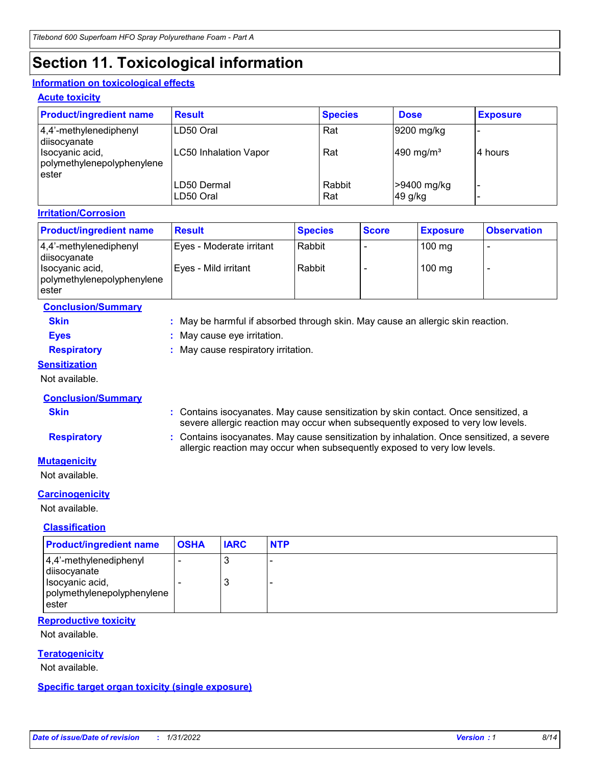# Section 11. Toxicological information

## Information on toxicological effects

### Acute toxicity

| Product/ingredient name | Result | Species | Dose | Exposure |
|---|---|---|---|---|
| 4,4'-methylenediphenyl diisocyanate | LD50 Oral | Rat | 9200 mg/kg | - |
| Isocyanic acid, polymethylenepolyphenylene ester | LC50 Inhalation Vapor | Rat | 490 mg/m³ | 4 hours |
| | LD50 Dermal | Rabbit | >9400 mg/kg | - |
| | LD50 Oral | Rat | 49 g/kg | - |

### Irritation/Corrosion

| Product/ingredient name | Result | Species | Score | Exposure | Observation |
|---|---|---|---|---|---|
| 4,4'-methylenediphenyl diisocyanate | Eyes - Moderate irritant | Rabbit | - | 100 mg | - |
| Isocyanic acid, polymethylenepolyphenylene ester | Eyes - Mild irritant | Rabbit | - | 100 mg | - |

#### Conclusion/Summary

**Skin** : May be harmful if absorbed through skin. May cause an allergic skin reaction.

**Eyes** : May cause eye irritation.

**Respiratory** : May cause respiratory irritation.

### Sensitization

Not available.

#### Conclusion/Summary

**Skin** : Contains isocyanates. May cause sensitization by skin contact. Once sensitized, a severe allergic reaction may occur when subsequently exposed to very low levels.

**Respiratory** : Contains isocyanates. May cause sensitization by inhalation. Once sensitized, a severe allergic reaction may occur when subsequently exposed to very low levels.

### Mutagenicity

Not available.

### Carcinogenicity

Not available.

#### Classification

| Product/ingredient name | OSHA | IARC | NTP |
|---|---|---|---|
| 4,4'-methylenediphenyl diisocyanate | - | 3 | - |
| Isocyanic acid, polymethylenepolyphenylene ester | - | 3 | - |

### Reproductive toxicity

Not available.

### Teratogenicity

Not available.

### Specific target organ toxicity (single exposure)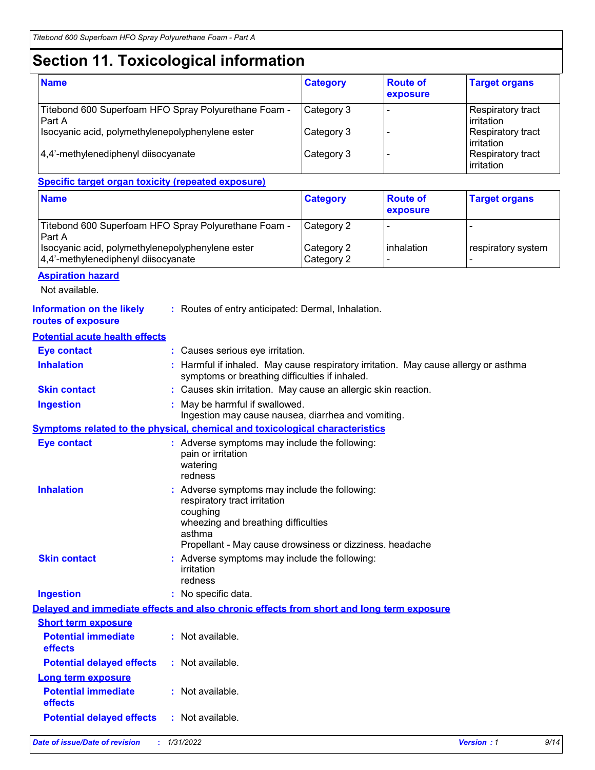# Section 11. Toxicological information

| Name | Category | Route of exposure | Target organs |
|---|---|---|---|
| Titebond 600 Superfoam HFO Spray Polyurethane Foam - Part A | Category 3 | - | Respiratory tract irritation |
| Isocyanic acid, polymethylenepolyphenylene ester | Category 3 | - | Respiratory tract irritation |
| 4,4'-methylenediphenyl diisocyanate | Category 3 | - | Respiratory tract irritation |

**Specific target organ toxicity (repeated exposure)**

| Name | Category | Route of exposure | Target organs |
|---|---|---|---|
| Titebond 600 Superfoam HFO Spray Polyurethane Foam - Part A | Category 2 | - | - |
| Isocyanic acid, polymethylenepolyphenylene ester | Category 2 | inhalation | respiratory system |
| 4,4'-methylenediphenyl diisocyanate | Category 2 | - | - |

**Aspiration hazard**

Not available.

**Information on the likely routes of exposure** : Routes of entry anticipated: Dermal, Inhalation.

**Potential acute health effects**

**Eye contact** : Causes serious eye irritation.

**Inhalation** : Harmful if inhaled. May cause respiratory irritation. May cause allergy or asthma symptoms or breathing difficulties if inhaled.

**Skin contact** : Causes skin irritation. May cause an allergic skin reaction.

**Ingestion** : May be harmful if swallowed.
Ingestion may cause nausea, diarrhea and vomiting.

**Symptoms related to the physical, chemical and toxicological characteristics**

**Eye contact** : Adverse symptoms may include the following:
pain or irritation
watering
redness

**Inhalation** : Adverse symptoms may include the following:
respiratory tract irritation
coughing
wheezing and breathing difficulties
asthma
Propellant - May cause drowsiness or dizziness. headache

**Skin contact** : Adverse symptoms may include the following:
irritation
redness

**Ingestion** : No specific data.

**Delayed and immediate effects and also chronic effects from short and long term exposure**

**Short term exposure**

**Potential immediate effects** : Not available.

**Potential delayed effects** : Not available.

**Long term exposure**

**Potential immediate effects** : Not available.

**Potential delayed effects** : Not available.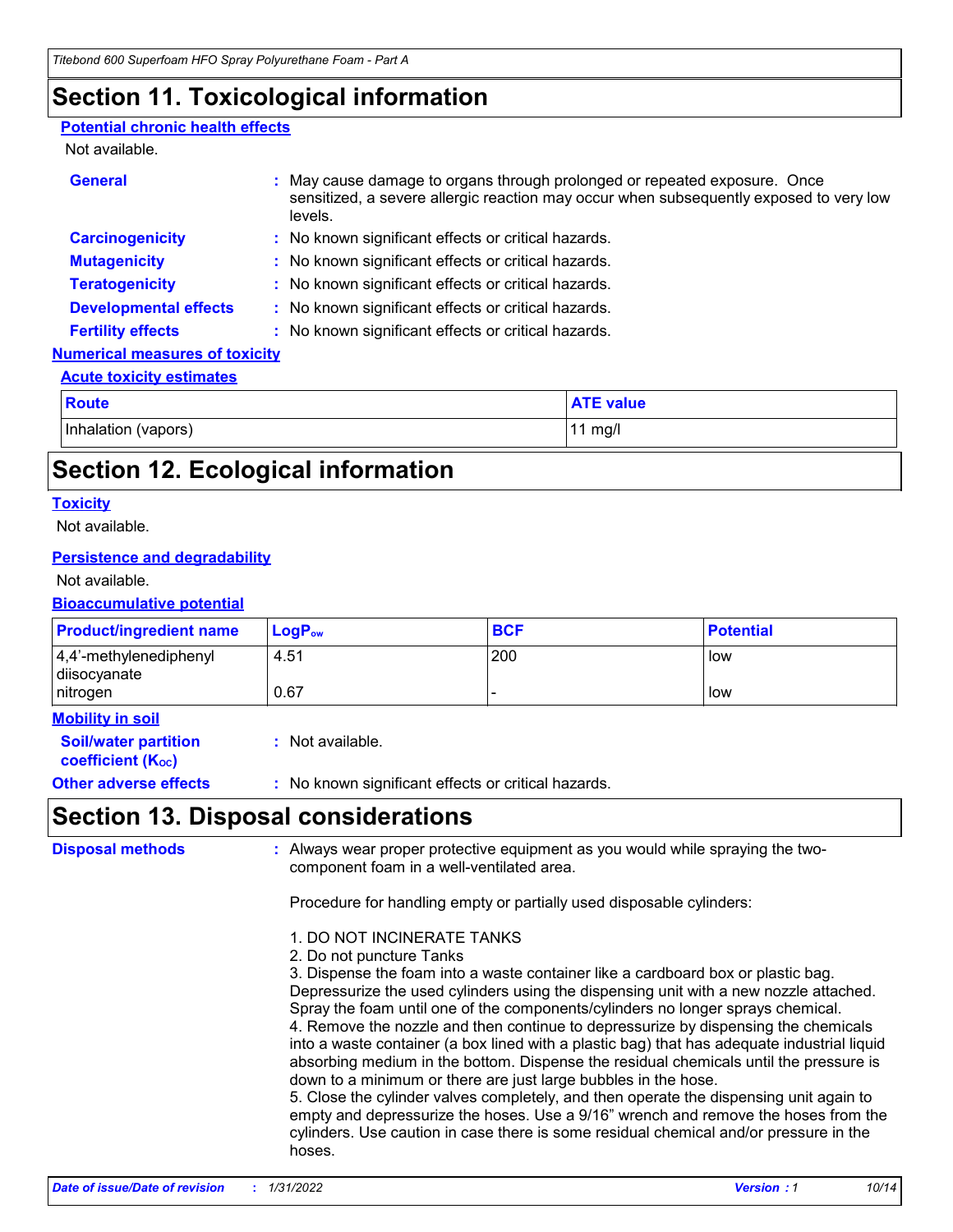# Section 11. Toxicological information

**Potential chronic health effects**

Not available.

**General** : May cause damage to organs through prolonged or repeated exposure. Once sensitized, a severe allergic reaction may occur when subsequently exposed to very low levels.

**Carcinogenicity** : No known significant effects or critical hazards.

**Mutagenicity** : No known significant effects or critical hazards.

**Teratogenicity** : No known significant effects or critical hazards.

**Developmental effects** : No known significant effects or critical hazards.

**Fertility effects** : No known significant effects or critical hazards.

**Numerical measures of toxicity**

**Acute toxicity estimates**

| Route | ATE value |
|---|---|
| Inhalation (vapors) | 11 mg/l |

# Section 12. Ecological information

**Toxicity**

Not available.

**Persistence and degradability**

Not available.

**Bioaccumulative potential**

| Product/ingredient name | $LogP_{ow}$ | BCF | Potential |
|---|---|---|---|
| 4,4'-methylenediphenyl diisocyanate | 4.51 | 200 | low |
| nitrogen | 0.67 | - | low |

**Mobility in soil**

**Soil/water partition coefficient ($K_{OC}$)** : Not available.

**Other adverse effects** : No known significant effects or critical hazards.

# Section 13. Disposal considerations

**Disposal methods** : Always wear proper protective equipment as you would while spraying the two-component foam in a well-ventilated area.

Procedure for handling empty or partially used disposable cylinders:

1. DO NOT INCINERATE TANKS
2. Do not puncture Tanks
3. Dispense the foam into a waste container like a cardboard box or plastic bag. Depressurize the used cylinders using the dispensing unit with a new nozzle attached. Spray the foam until one of the components/cylinders no longer sprays chemical.
4. Remove the nozzle and then continue to depressurize by dispensing the chemicals into a waste container (a box lined with a plastic bag) that has adequate industrial liquid absorbing medium in the bottom. Dispense the residual chemicals until the pressure is down to a minimum or there are just large bubbles in the hose.
5. Close the cylinder valves completely, and then operate the dispensing unit again to empty and depressurize the hoses. Use a 9/16" wrench and remove the hoses from the cylinders. Use caution in case there is some residual chemical and/or pressure in the hoses.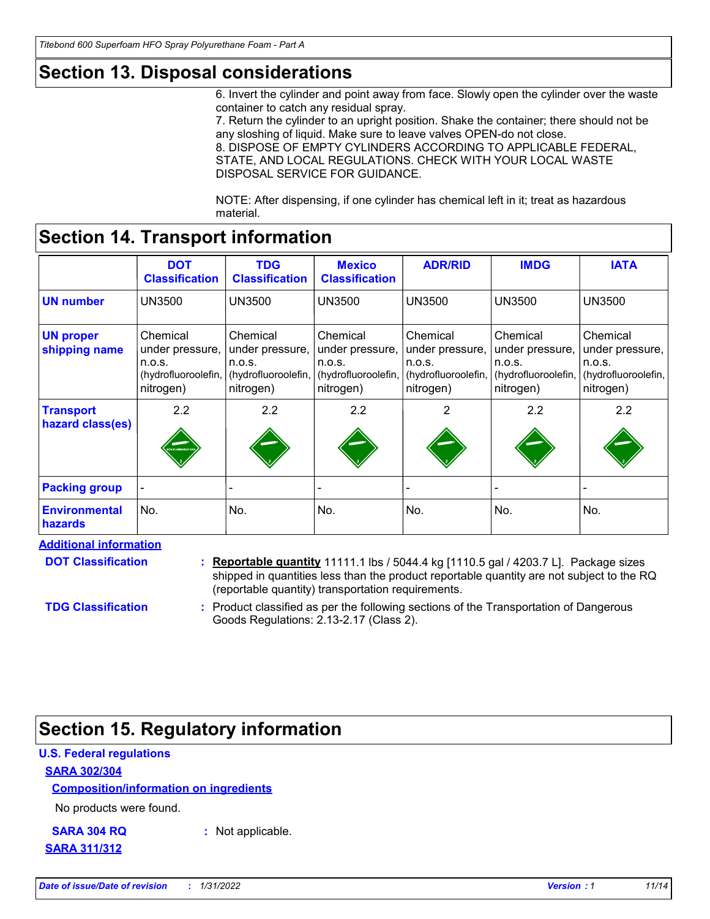## Section 13. Disposal considerations

6. Invert the cylinder and point away from face. Slowly open the cylinder over the waste container to catch any residual spray.
7. Return the cylinder to an upright position. Shake the container; there should not be any sloshing of liquid. Make sure to leave valves OPEN-do not close.
8. DISPOSE OF EMPTY CYLINDERS ACCORDING TO APPLICABLE FEDERAL, STATE, AND LOCAL REGULATIONS. CHECK WITH YOUR LOCAL WASTE DISPOSAL SERVICE FOR GUIDANCE.

NOTE: After dispensing, if one cylinder has chemical left in it; treat as hazardous material.

## Section 14. Transport information

| | DOT Classification | TDG Classification | Mexico Classification | ADR/RID | IMDG | IATA |
|---|---|---|---|---|---|---|
| **UN number** | UN3500 | UN3500 | UN3500 | UN3500 | UN3500 | UN3500 |
| **UN proper shipping name** | Chemical under pressure, n.o.s. (hydrofluoroolefin, nitrogen) | Chemical under pressure, n.o.s. (hydrofluoroolefin, nitrogen) | Chemical under pressure, n.o.s. (hydrofluoroolefin, nitrogen) | Chemical under pressure, n.o.s. (hydrofluoroolefin, nitrogen) | Chemical under pressure, n.o.s. (hydrofluoroolefin, nitrogen) | Chemical under pressure, n.o.s. (hydrofluoroolefin, nitrogen) |
| **Transport hazard class(es)** | 2.2 | 2.2 | 2.2 | 2 | 2.2 | 2.2 |
| **Packing group** | - | - | - | - | - | - |
| **Environmental hazards** | No. | No. | No. | No. | No. | No. |

**Additional information**

**DOT Classification** : **Reportable quantity** 11111.1 lbs / 5044.4 kg [1110.5 gal / 4203.7 L]. Package sizes shipped in quantities less than the product reportable quantity are not subject to the RQ (reportable quantity) transportation requirements.

**TDG Classification** : Product classified as per the following sections of the Transportation of Dangerous Goods Regulations: 2.13-2.17 (Class 2).

## Section 15. Regulatory information

**U.S. Federal regulations**

**SARA 302/304**

**Composition/information on ingredients**

No products were found.

**SARA 304 RQ** : Not applicable.

**SARA 311/312**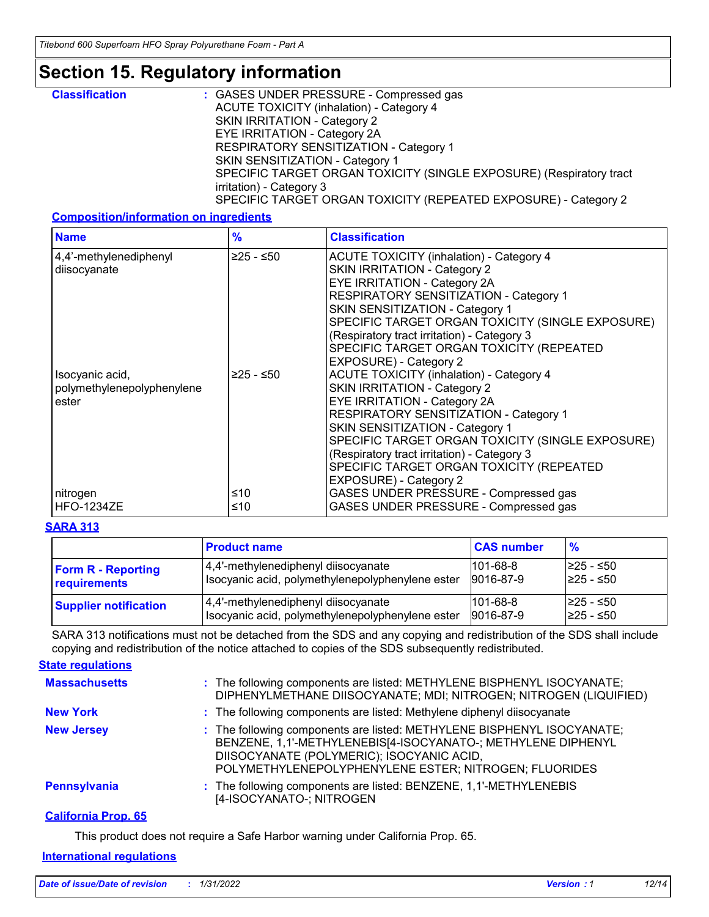# Section 15. Regulatory information

**Classification** : GASES UNDER PRESSURE - Compressed gas
ACUTE TOXICITY (inhalation) - Category 4
SKIN IRRITATION - Category 2
EYE IRRITATION - Category 2A
RESPIRATORY SENSITIZATION - Category 1
SKIN SENSITIZATION - Category 1
SPECIFIC TARGET ORGAN TOXICITY (SINGLE EXPOSURE) (Respiratory tract irritation) - Category 3
SPECIFIC TARGET ORGAN TOXICITY (REPEATED EXPOSURE) - Category 2

**Composition/information on ingredients**

| Name | % | Classification |
|---|---|---|
| 4,4'-methylenediphenyl diisocyanate | ≥25 - ≤50 | ACUTE TOXICITY (inhalation) - Category 4<br>SKIN IRRITATION - Category 2<br>EYE IRRITATION - Category 2A<br>RESPIRATORY SENSITIZATION - Category 1<br>SKIN SENSITIZATION - Category 1<br>SPECIFIC TARGET ORGAN TOXICITY (SINGLE EXPOSURE) (Respiratory tract irritation) - Category 3<br>SPECIFIC TARGET ORGAN TOXICITY (REPEATED EXPOSURE) - Category 2 |
| Isocyanic acid, polymethylenepolyphenylene ester | ≥25 - ≤50 | ACUTE TOXICITY (inhalation) - Category 4<br>SKIN IRRITATION - Category 2<br>EYE IRRITATION - Category 2A<br>RESPIRATORY SENSITIZATION - Category 1<br>SKIN SENSITIZATION - Category 1<br>SPECIFIC TARGET ORGAN TOXICITY (SINGLE EXPOSURE) (Respiratory tract irritation) - Category 3<br>SPECIFIC TARGET ORGAN TOXICITY (REPEATED EXPOSURE) - Category 2 |
| nitrogen | ≤10 | GASES UNDER PRESSURE - Compressed gas |
| HFO-1234ZE | ≤10 | GASES UNDER PRESSURE - Compressed gas |

**SARA 313**

| | Product name | CAS number | % |
|---|---|---|---|
| **Form R - Reporting requirements** | 4,4'-methylenediphenyl diisocyanate<br>Isocyanic acid, polymethylenepolyphenylene ester | 101-68-8<br>9016-87-9 | ≥25 - ≤50<br>≥25 - ≤50 |
| **Supplier notification** | 4,4'-methylenediphenyl diisocyanate<br>Isocyanic acid, polymethylenepolyphenylene ester | 101-68-8<br>9016-87-9 | ≥25 - ≤50<br>≥25 - ≤50 |

SARA 313 notifications must not be detached from the SDS and any copying and redistribution of the SDS shall include copying and redistribution of the notice attached to copies of the SDS subsequently redistributed.

**State regulations**

**Massachusetts** : The following components are listed: METHYLENE BISPHENYL ISOCYANATE; DIPHENYLMETHANE DIISOCYANATE; MDI; NITROGEN; NITROGEN (LIQUIFIED)

**New York** : The following components are listed: Methylene diphenyl diisocyanate

**New Jersey** : The following components are listed: METHYLENE BISPHENYL ISOCYANATE; BENZENE, 1,1'-METHYLENEBIS[4-ISOCYANATO-; METHYLENE DIPHENYL DIISOCYANATE (POLYMERIC); ISOCYANIC ACID, POLYMETHYLENEPOLYPHENYLENE ESTER; NITROGEN; FLUORIDES

**Pennsylvania** : The following components are listed: BENZENE, 1,1'-METHYLENEBIS [4-ISOCYANATO-; NITROGEN

**California Prop. 65**

This product does not require a Safe Harbor warning under California Prop. 65.

**International regulations**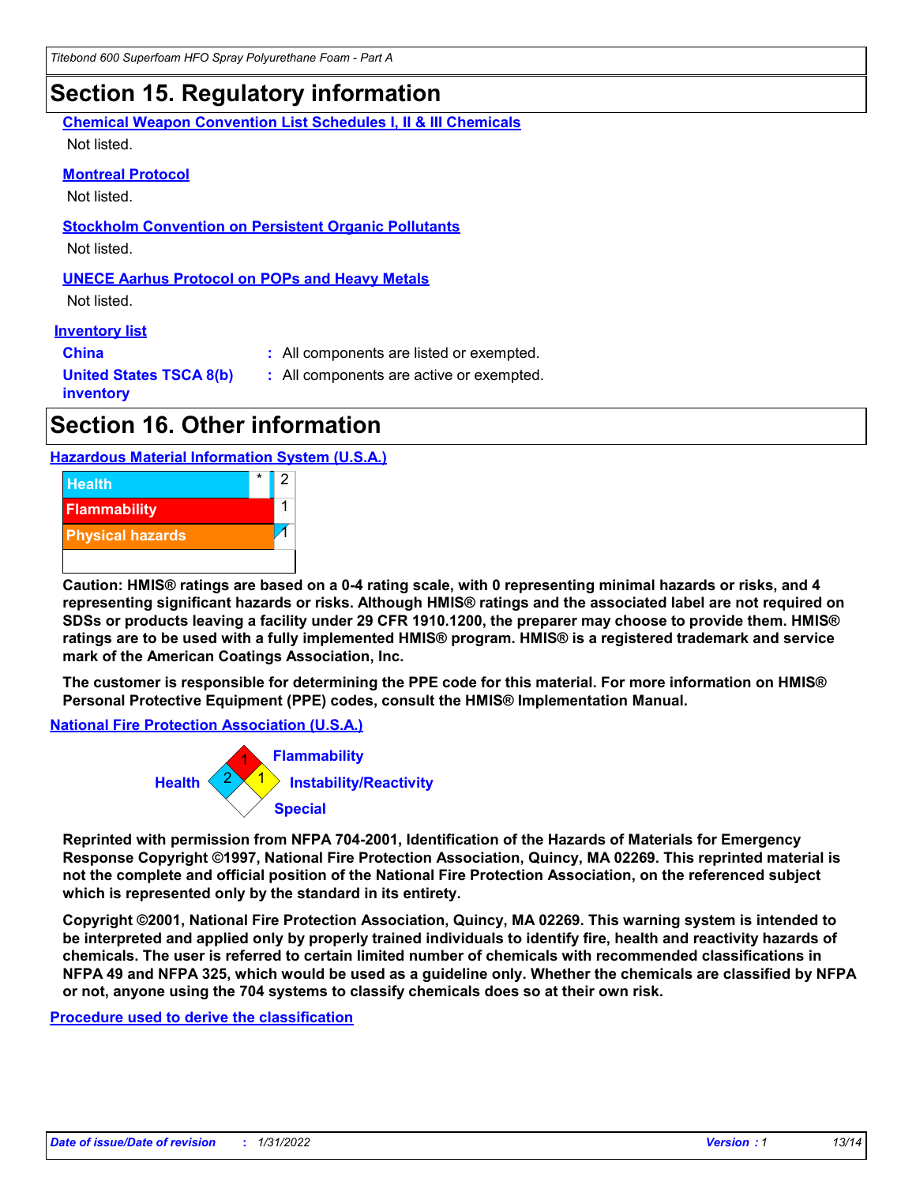# Section 15. Regulatory information

**Chemical Weapon Convention List Schedules I, II & III Chemicals**

Not listed.

**Montreal Protocol**

Not listed.

**Stockholm Convention on Persistent Organic Pollutants**

Not listed.

**UNECE Aarhus Protocol on POPs and Heavy Metals**

Not listed.

**Inventory list**

| | |
|---|---|
| **China** | : All components are listed or exempted. |
| **United States TSCA 8(b) inventory** | : All components are active or exempted. |

# Section 16. Other information

**Hazardous Material Information System (U.S.A.)**

| | | |
|---|---|---|
| Health | * | 2 |
| Flammability | | 1 |
| Physical hazards | | 1 |

**Caution: HMIS® ratings are based on a 0-4 rating scale, with 0 representing minimal hazards or risks, and 4 representing significant hazards or risks. Although HMIS® ratings and the associated label are not required on SDSs or products leaving a facility under 29 CFR 1910.1200, the preparer may choose to provide them. HMIS® ratings are to be used with a fully implemented HMIS® program. HMIS® is a registered trademark and service mark of the American Coatings Association, Inc.**

**The customer is responsible for determining the PPE code for this material. For more information on HMIS® Personal Protective Equipment (PPE) codes, consult the HMIS® Implementation Manual.**

**National Fire Protection Association (U.S.A.)**

Health: 2
Flammability: 1
Instability/Reactivity: 1
Special:

**Reprinted with permission from NFPA 704-2001, Identification of the Hazards of Materials for Emergency Response Copyright ©1997, National Fire Protection Association, Quincy, MA 02269. This reprinted material is not the complete and official position of the National Fire Protection Association, on the referenced subject which is represented only by the standard in its entirety.**

**Copyright ©2001, National Fire Protection Association, Quincy, MA 02269. This warning system is intended to be interpreted and applied only by properly trained individuals to identify fire, health and reactivity hazards of chemicals. The user is referred to certain limited number of chemicals with recommended classifications in NFPA 49 and NFPA 325, which would be used as a guideline only. Whether the chemicals are classified by NFPA or not, anyone using the 704 systems to classify chemicals does so at their own risk.**

**Procedure used to derive the classification**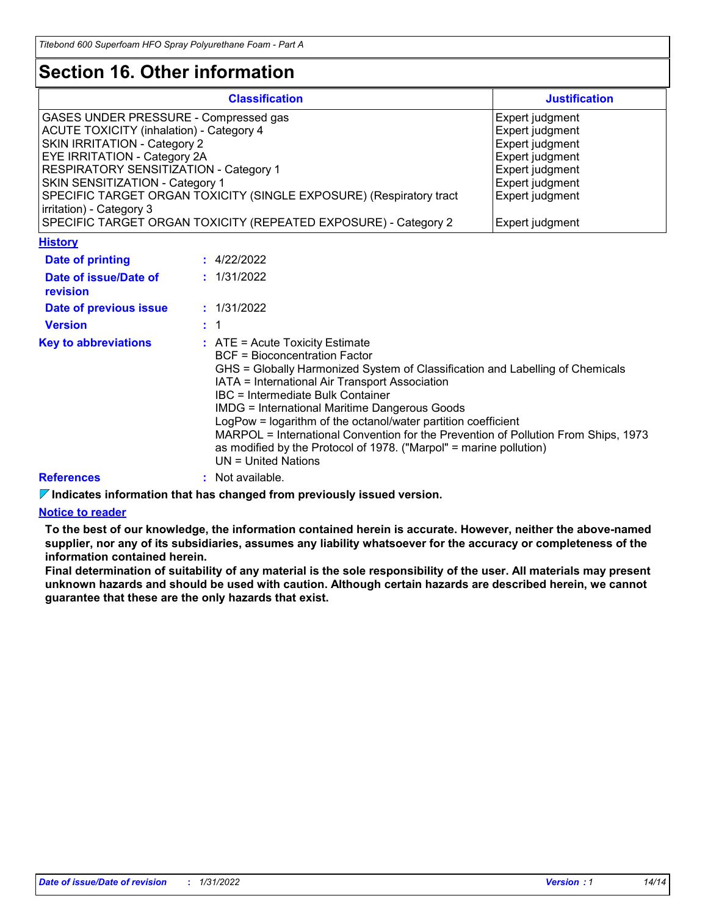# Section 16. Other information

| Classification | Justification |
|---|---|
| GASES UNDER PRESSURE - Compressed gas | Expert judgment |
| ACUTE TOXICITY (inhalation) - Category 4 | Expert judgment |
| SKIN IRRITATION - Category 2 | Expert judgment |
| EYE IRRITATION - Category 2A | Expert judgment |
| RESPIRATORY SENSITIZATION - Category 1 | Expert judgment |
| SKIN SENSITIZATION - Category 1 | Expert judgment |
| SPECIFIC TARGET ORGAN TOXICITY (SINGLE EXPOSURE) (Respiratory tract irritation) - Category 3 | Expert judgment |
| SPECIFIC TARGET ORGAN TOXICITY (REPEATED EXPOSURE) - Category 2 | Expert judgment |

**History**

**Date of printing** : 4/22/2022

**Date of issue/Date of revision** : 1/31/2022

**Date of previous issue** : 1/31/2022

**Version** : 1

**Key to abbreviations** : ATE = Acute Toxicity Estimate
BCF = Bioconcentration Factor
GHS = Globally Harmonized System of Classification and Labelling of Chemicals
IATA = International Air Transport Association
IBC = Intermediate Bulk Container
IMDG = International Maritime Dangerous Goods
LogPow = logarithm of the octanol/water partition coefficient
MARPOL = International Convention for the Prevention of Pollution From Ships, 1973 as modified by the Protocol of 1978. ("Marpol" = marine pollution)
UN = United Nations

**References** : Not available.

**Indicates information that has changed from previously issued version.**

**Notice to reader**

**To the best of our knowledge, the information contained herein is accurate. However, neither the above-named supplier, nor any of its subsidiaries, assumes any liability whatsoever for the accuracy or completeness of the information contained herein.**

**Final determination of suitability of any material is the sole responsibility of the user. All materials may present unknown hazards and should be used with caution. Although certain hazards are described herein, we cannot guarantee that these are the only hazards that exist.**